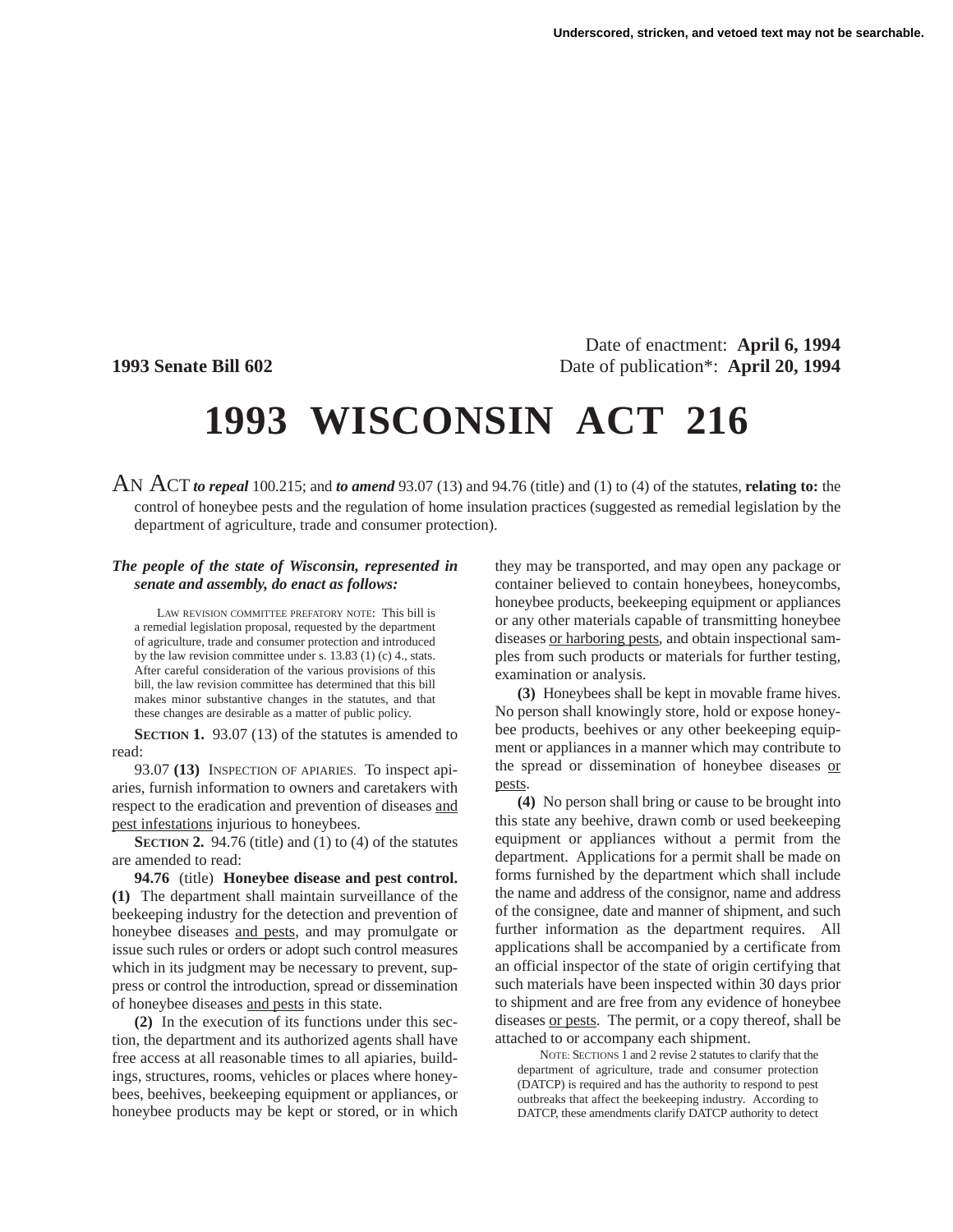Underscored, stricken, and vetoed text may not be searchable.

Date of enactment: **April 6, 1994**

**1993 Senate Bill 602** Date of publication*: **April 20, 1994**

# 1993 WISCONSIN ACT 216

AN ACT ***to repeal*** 100.215; and ***to amend*** 93.07 (13) and 94.76 (title) and (1) to (4) of the statutes, **relating to:** the control of honeybee pests and the regulation of home insulation practices (suggested as remedial legislation by the department of agriculture, trade and consumer protection).

***The people of the state of Wisconsin, represented in senate and assembly, do enact as follows:***

LAW REVISION COMMITTEE PREFATORY NOTE: This bill is a remedial legislation proposal, requested by the department of agriculture, trade and consumer protection and introduced by the law revision committee under s. 13.83 (1) (c) 4., stats. After careful consideration of the various provisions of this bill, the law revision committee has determined that this bill makes minor substantive changes in the statutes, and that these changes are desirable as a matter of public policy.

**SECTION 1.** 93.07 (13) of the statutes is amended to read:

93.07 **(13)** INSPECTION OF APIARIES. To inspect apiaries, furnish information to owners and caretakers with respect to the eradication and prevention of diseases and pest infestations injurious to honeybees.

**SECTION 2.** 94.76 (title) and (1) to (4) of the statutes are amended to read:

**94.76** (title) **Honeybee disease and pest control.** **(1)** The department shall maintain surveillance of the beekeeping industry for the detection and prevention of honeybee diseases and pests, and may promulgate or issue such rules or orders or adopt such control measures which in its judgment may be necessary to prevent, suppress or control the introduction, spread or dissemination of honeybee diseases and pests in this state.

**(2)** In the execution of its functions under this section, the department and its authorized agents shall have free access at all reasonable times to all apiaries, buildings, structures, rooms, vehicles or places where honeybees, beehives, beekeeping equipment or appliances, or honeybee products may be kept or stored, or in which they may be transported, and may open any package or container believed to contain honeybees, honeycombs, honeybee products, beekeeping equipment or appliances or any other materials capable of transmitting honeybee diseases or harboring pests, and obtain inspectional samples from such products or materials for further testing, examination or analysis.

**(3)** Honeybees shall be kept in movable frame hives. No person shall knowingly store, hold or expose honeybee products, beehives or any other beekeeping equipment or appliances in a manner which may contribute to the spread or dissemination of honeybee diseases or pests.

**(4)** No person shall bring or cause to be brought into this state any beehive, drawn comb or used beekeeping equipment or appliances without a permit from the department. Applications for a permit shall be made on forms furnished by the department which shall include the name and address of the consignor, name and address of the consignee, date and manner of shipment, and such further information as the department requires. All applications shall be accompanied by a certificate from an official inspector of the state of origin certifying that such materials have been inspected within 30 days prior to shipment and are free from any evidence of honeybee diseases or pests. The permit, or a copy thereof, shall be attached to or accompany each shipment.

NOTE: SECTIONS 1 and 2 revise 2 statutes to clarify that the department of agriculture, trade and consumer protection (DATCP) is required and has the authority to respond to pest outbreaks that affect the beekeeping industry. According to DATCP, these amendments clarify DATCP authority to detect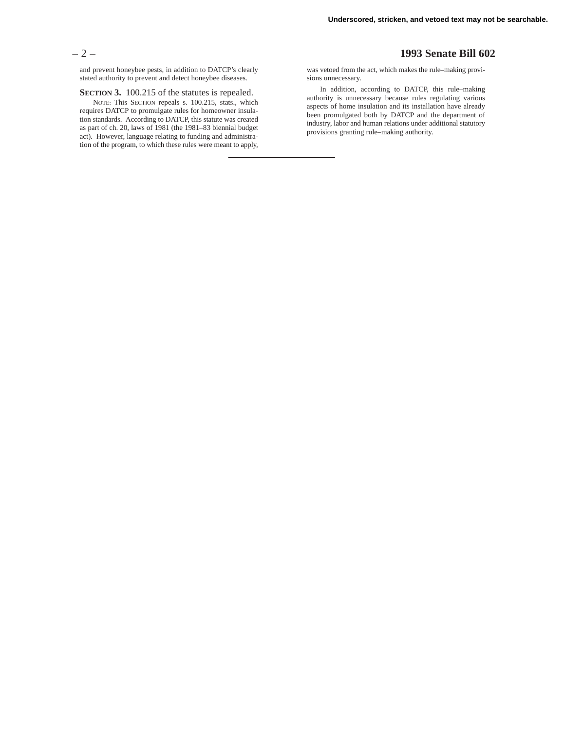and prevent honeybee pests, in addition to DATCP's clearly stated authority to prevent and detect honeybee diseases.

**SECTION 3.** 100.215 of the statutes is repealed.

NOTE: This SECTION repeals s. 100.215, stats., which requires DATCP to promulgate rules for homeowner insulation standards. According to DATCP, this statute was created as part of ch. 20, laws of 1981 (the 1981–83 biennial budget act). However, language relating to funding and administration of the program, to which these rules were meant to apply, was vetoed from the act, which makes the rule–making provisions unnecessary.

In addition, according to DATCP, this rule–making authority is unnecessary because rules regulating various aspects of home insulation and its installation have already been promulgated both by DATCP and the department of industry, labor and human relations under additional statutory provisions granting rule–making authority.